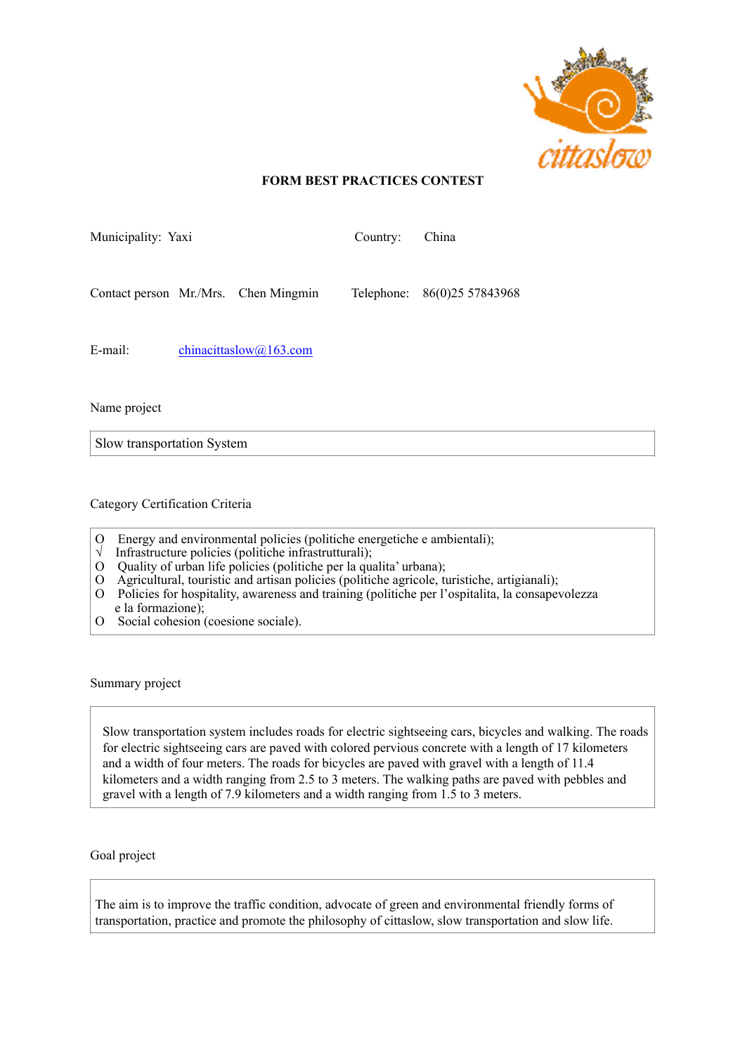# FORM BEST PRACTICES CONTEST

Municipality: Yaxi     Country: China

Contact person Mr./Mrs. Chen Mingmin     Telephone: 86(0)25 57843968

E-mail: chinacittaslow@163.com

Name project

Slow transportation System

Category Certification Criteria

- O Energy and environmental policies (politiche energetiche e ambientali);
- √ Infrastructure policies (politiche infrastrutturali);
- O Quality of urban life policies (politiche per la qualita' urbana);
- O Agricultural, touristic and artisan policies (politiche agricole, turistiche, artigianali);
- O Policies for hospitality, awareness and training (politiche per l'ospitalita, la consapevolezza e la formazione);
- O Social cohesion (coesione sociale).

Summary project

Slow transportation system includes roads for electric sightseeing cars, bicycles and walking. The roads for electric sightseeing cars are paved with colored pervious concrete with a length of 17 kilometers and a width of four meters. The roads for bicycles are paved with gravel with a length of 11.4 kilometers and a width ranging from 2.5 to 3 meters. The walking paths are paved with pebbles and gravel with a length of 7.9 kilometers and a width ranging from 1.5 to 3 meters.

Goal project

The aim is to improve the traffic condition, advocate of green and environmental friendly forms of transportation, practice and promote the philosophy of cittaslow, slow transportation and slow life.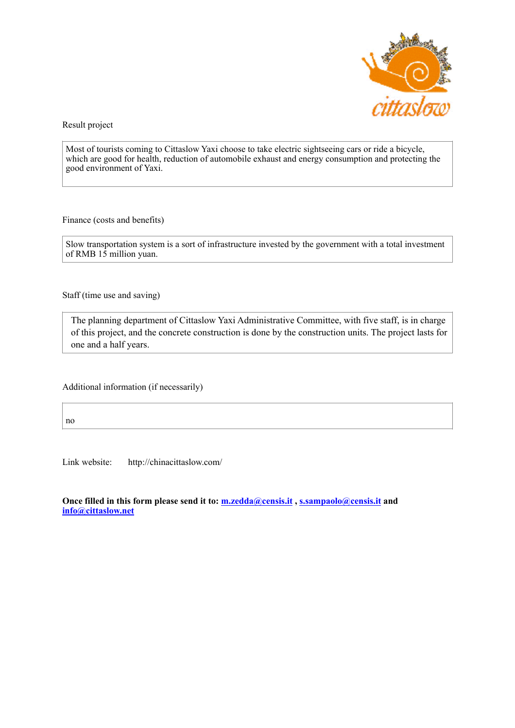Result project

Most of tourists coming to Cittaslow Yaxi choose to take electric sightseeing cars or ride a bicycle, which are good for health, reduction of automobile exhaust and energy consumption and protecting the good environment of Yaxi.

Finance (costs and benefits)

Slow transportation system is a sort of infrastructure invested by the government with a total investment of RMB 15 million yuan.

Staff (time use and saving)

The planning department of Cittaslow Yaxi Administrative Committee, with five staff, is in charge of this project, and the concrete construction is done by the construction units. The project lasts for one and a half years.

Additional information (if necessarily)

no

Link website: http://chinacittaslow.com/

**Once filled in this form please send it to: m.zedda@censis.it , s.sampaolo@censis.it and info@cittaslow.net**